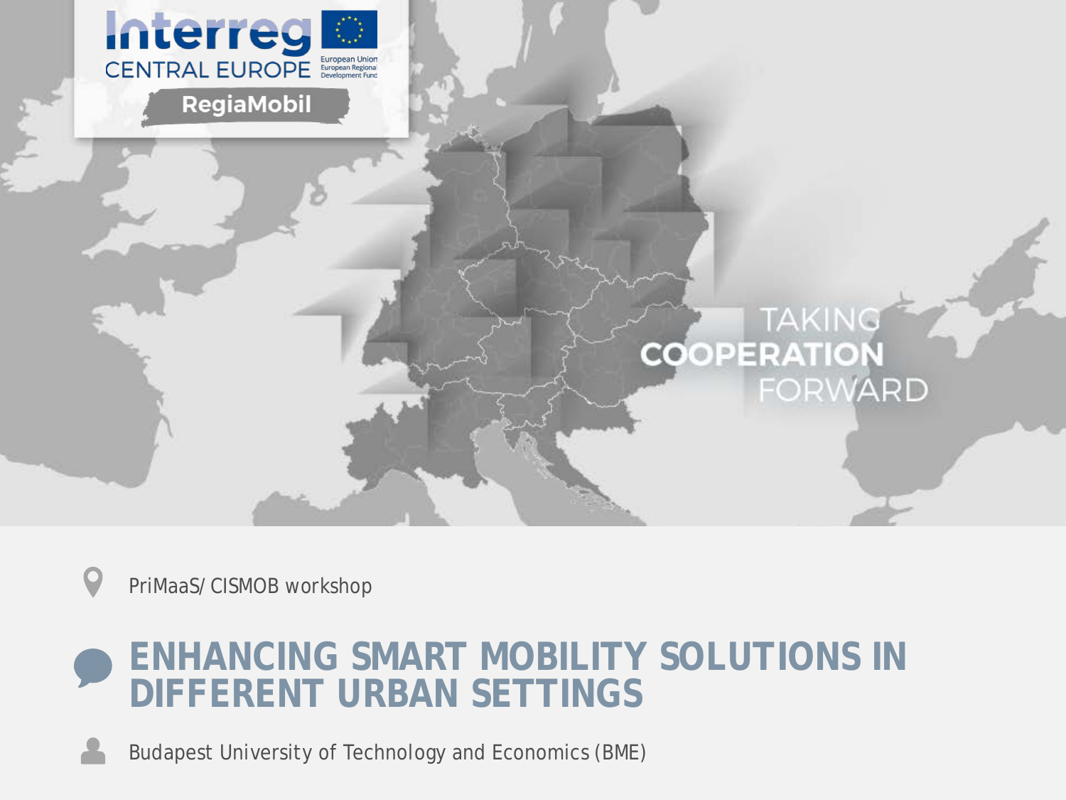Interreg CENTRAL EUROPE

European Union
European Regional Development Fund

RegiaMobil

TAKING COOPERATION FORWARD

PriMaaS/ CISMOB workshop

# ENHANCING SMART MOBILITY SOLUTIONS IN DIFFERENT URBAN SETTINGS

Budapest University of Technology and Economics (BME)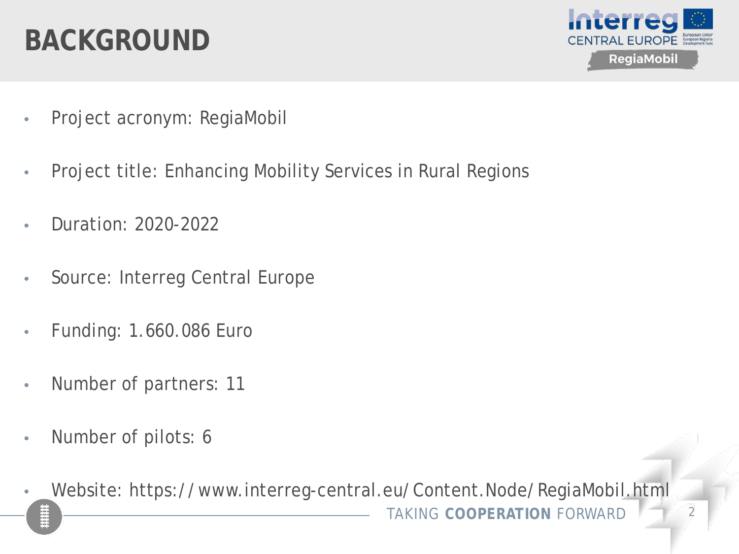# BACKGROUND

- Project acronym: RegiaMobil
- Project title: Enhancing Mobility Services in Rural Regions
- Duration: 2020-2022
- Source: Interreg Central Europe
- Funding: 1.660.086 Euro
- Number of partners: 11
- Number of pilots: 6
- Website: https://www.interreg-central.eu/Content.Node/RegiaMobil.html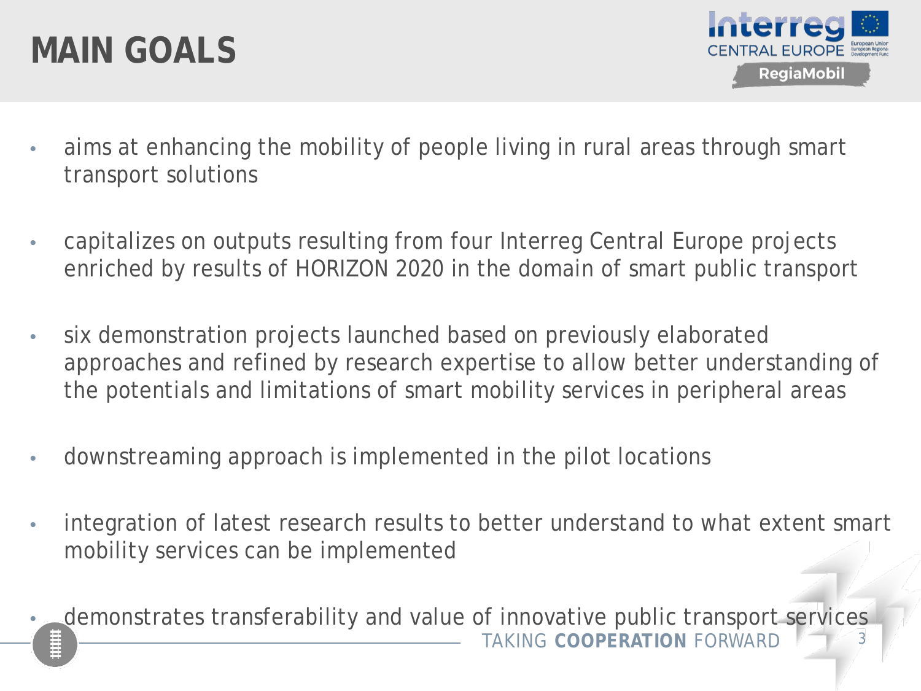# MAIN GOALS

- aims at enhancing the mobility of people living in rural areas through smart transport solutions
- capitalizes on outputs resulting from four Interreg Central Europe projects enriched by results of HORIZON 2020 in the domain of smart public transport
- six demonstration projects launched based on previously elaborated approaches and refined by research expertise to allow better understanding of the potentials and limitations of smart mobility services in peripheral areas
- downstreaming approach is implemented in the pilot locations
- integration of latest research results to better understand to what extent smart mobility services can be implemented
- demonstrates transferability and value of innovative public transport services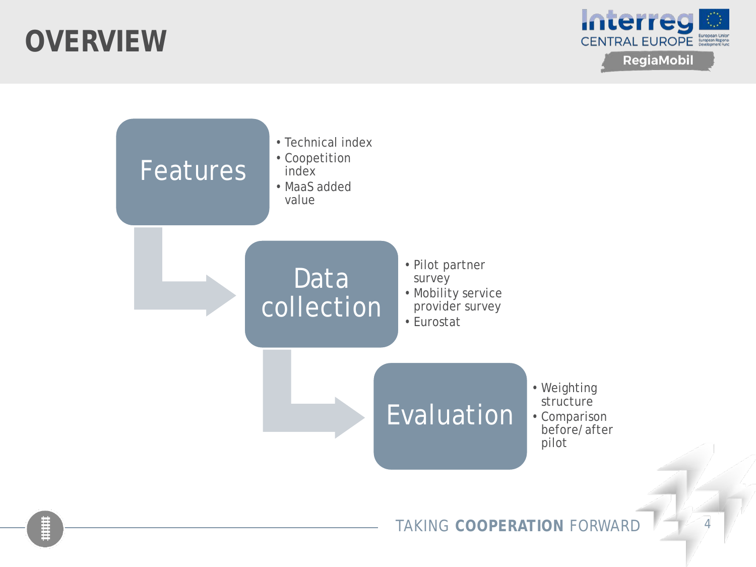# OVERVIEW

## Features

- Technical index
- Coopetition index
- MaaS added value

## Data collection

- Pilot partner survey
- Mobility service provider survey
- Eurostat

## Evaluation

- Weighting structure
- Comparison before/ after pilot

TAKING **COOPERATION** FORWARD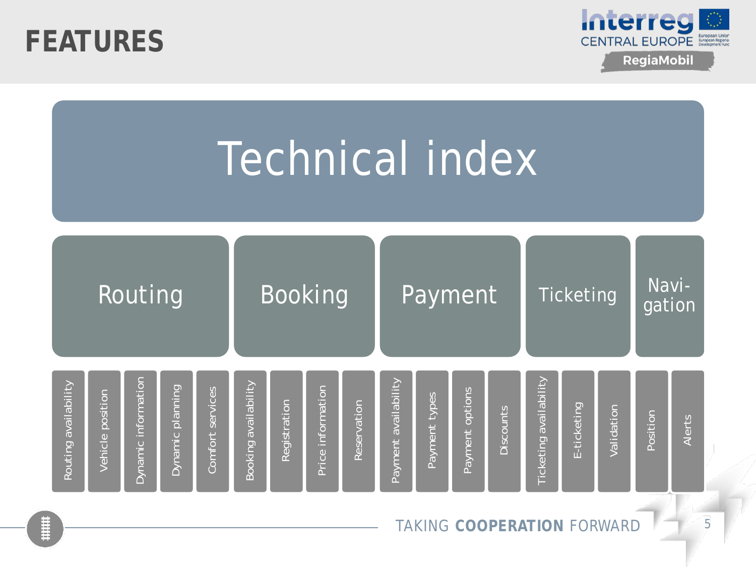# FEATURES

## Technical index

| Routing | | | | | Booking | | | | Payment | | | | Ticketing | | | Navi-gation | |
|---|---|---|---|---|---|---|---|---|---|---|---|---|---|---|---|---|---|
| Routing availability | Vehicle position | Dynamic information | Dynamic planning | Comfort services | Booking availability | Registration | Price information | Reservation | Payment availability | Payment types | Payment options | Discounts | Ticketing availability | E-ticketing | Validation | Position | Alerts |

TAKING **COOPERATION** FORWARD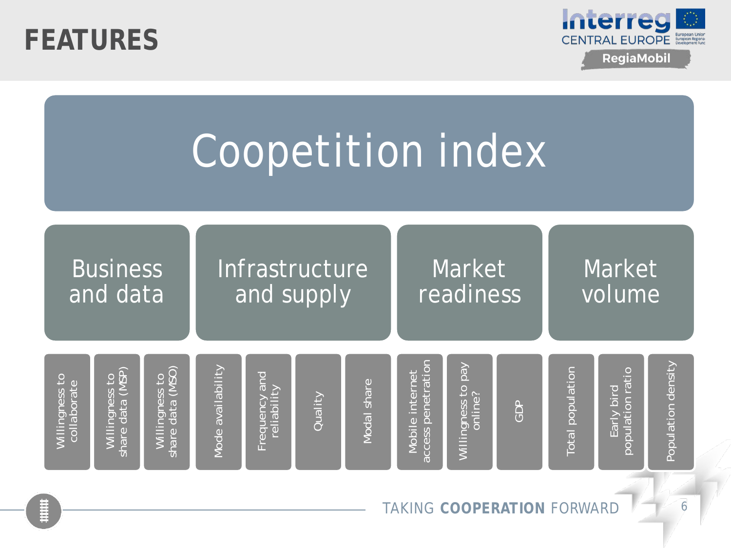# FEATURES

## Coopetition index

| Business and data | | | Infrastructure and supply | | | | Market readiness | | | Market volume | | |
|---|---|---|---|---|---|---|---|---|---|---|---|---|
| Willingness to collaborate | Willingness to share data (MSP) | Willingness to share data (MSO) | Mode availability | Frequency and reliability | Quality | Modal share | Mobile internet access penetration | Willingness to pay online? | GDP | Total population | Early bird population ratio | Population density |

TAKING **COOPERATION** FORWARD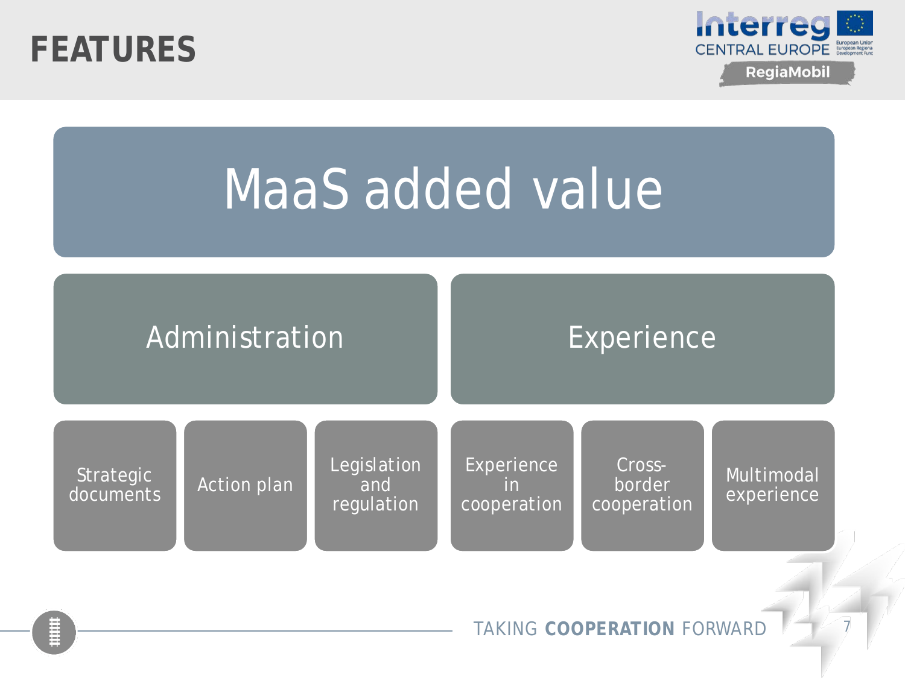# FEATURES

## MaaS added value

### Administration

- Strategic documents
- Action plan
- Legislation and regulation

### Experience

- Experience in cooperation
- Cross-border cooperation
- Multimodal experience

TAKING **COOPERATION** FORWARD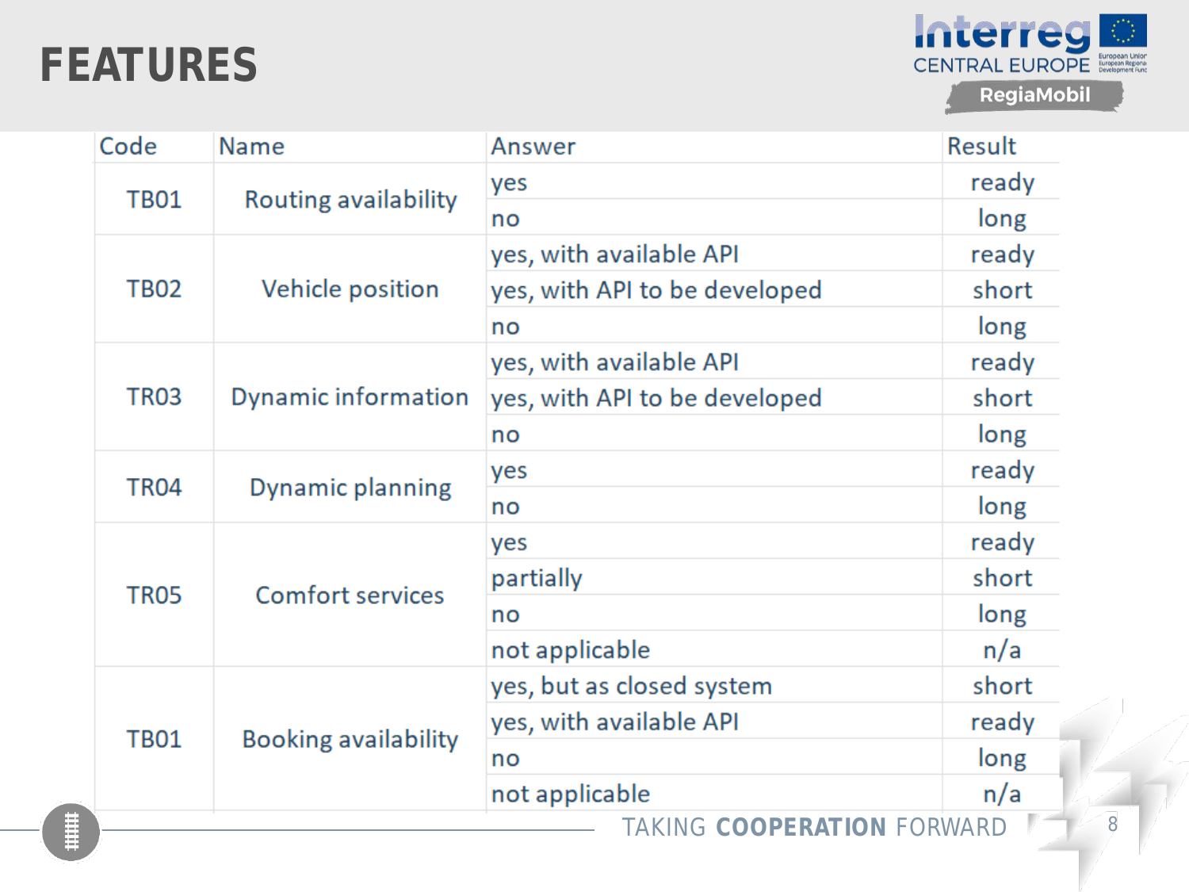# FEATURES

| Code | Name | Answer | Result |
| --- | --- | --- | --- |
| TB01 | Routing availability | yes | ready |
| | | no | long |
| TB02 | Vehicle position | yes, with available API | ready |
| | | yes, with API to be developed | short |
| | | no | long |
| TR03 | Dynamic information | yes, with available API | ready |
| | | yes, with API to be developed | short |
| | | no | long |
| TR04 | Dynamic planning | yes | ready |
| | | no | long |
| TR05 | Comfort services | yes | ready |
| | | partially | short |
| | | no | long |
| | | not applicable | n/a |
| TB01 | Booking availability | yes, but as closed system | short |
| | | yes, with available API | ready |
| | | no | long |
| | | not applicable | n/a |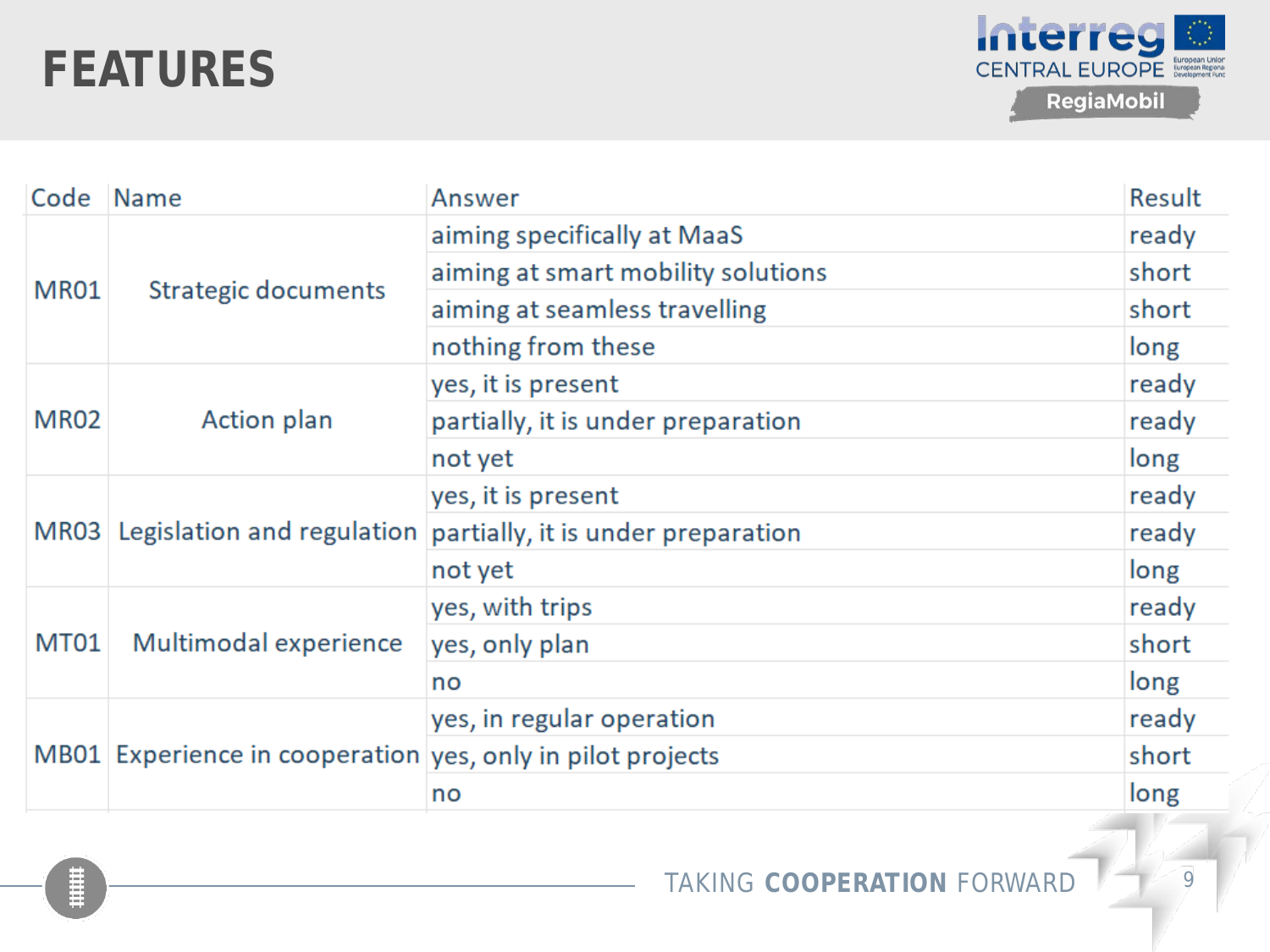# FEATURES

| Code | Name | Answer | Result |
|---|---|---|---|
| MR01 | Strategic documents | aiming specifically at MaaS | ready |
| | | aiming at smart mobility solutions | short |
| | | aiming at seamless travelling | short |
| | | nothing from these | long |
| MR02 | Action plan | yes, it is present | ready |
| | | partially, it is under preparation | ready |
| | | not yet | long |
| MR03 | Legislation and regulation | yes, it is present | ready |
| | | partially, it is under preparation | ready |
| | | not yet | long |
| MT01 | Multimodal experience | yes, with trips | ready |
| | | yes, only plan | short |
| | | no | long |
| MB01 | Experience in cooperation | yes, in regular operation | ready |
| | | yes, only in pilot projects | short |
| | | no | long |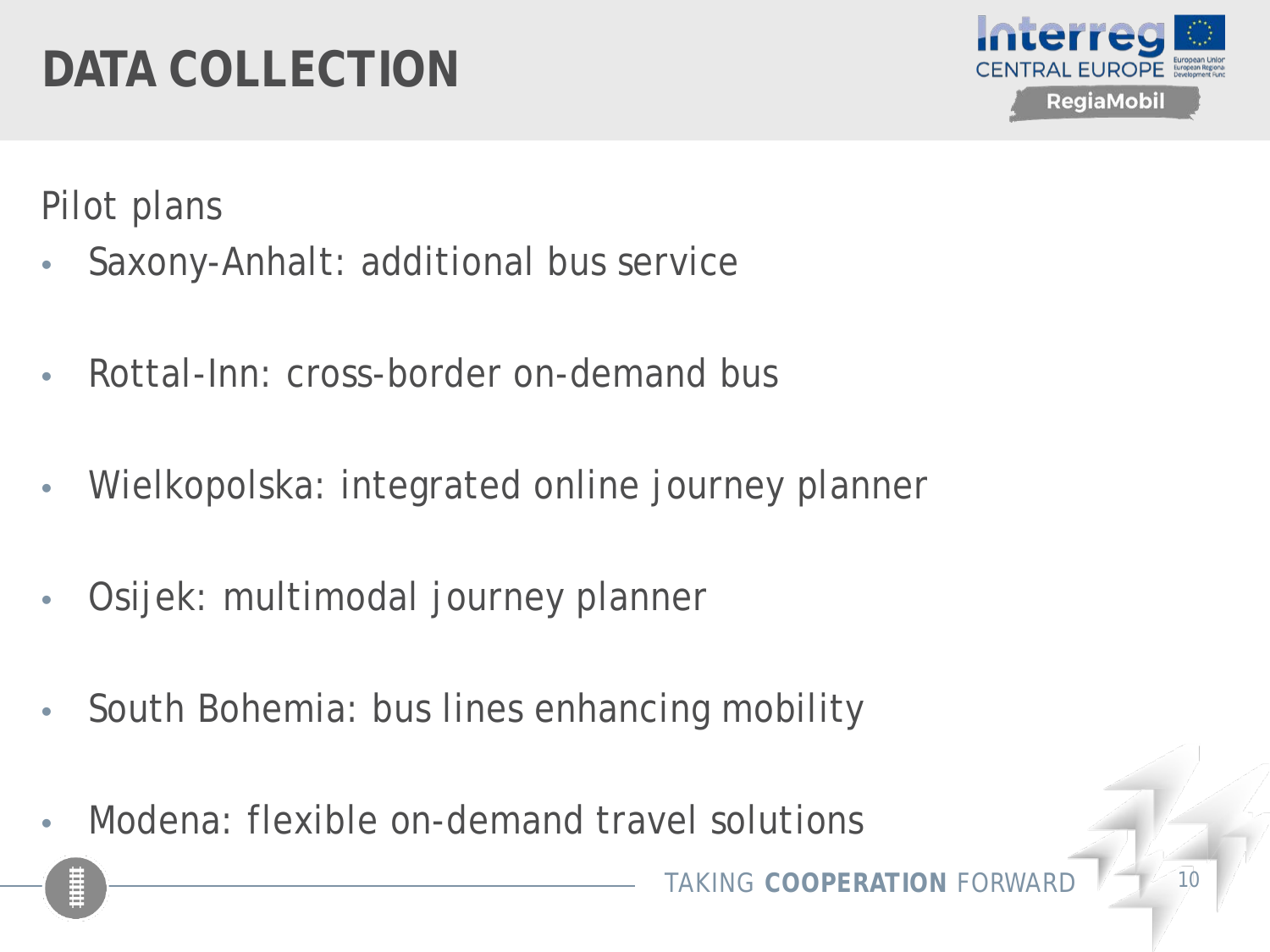# DATA COLLECTION

Pilot plans

- Saxony-Anhalt: additional bus service
- Rottal-Inn: cross-border on-demand bus
- Wielkopolska: integrated online journey planner
- Osijek: multimodal journey planner
- South Bohemia: bus lines enhancing mobility
- Modena: flexible on-demand travel solutions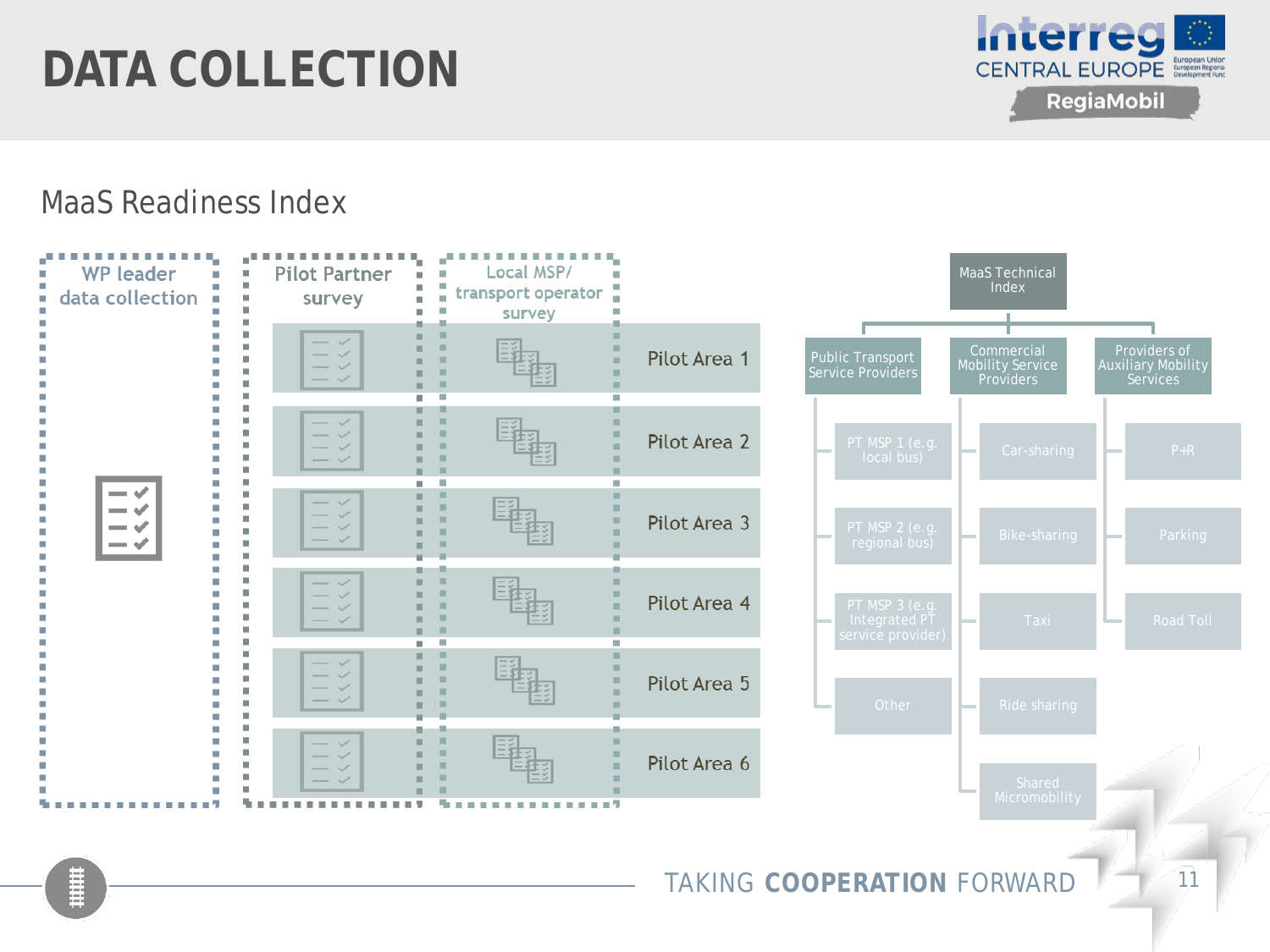# DATA COLLECTION

## MaaS Readiness Index

| WP leader data collection | Pilot Partner survey | Local MSP/ transport operator survey | |
|---|---|---|---|
| | | | Pilot Area 1 |
| | | | Pilot Area 2 |
| | | | Pilot Area 3 |
| | | | Pilot Area 4 |
| | | | Pilot Area 5 |
| | | | Pilot Area 6 |

**MaaS Technical Index**

- Public Transport Service Providers
  - PT MSP 1 (e.g. local bus)
  - PT MSP 2 (e.g. regional bus)
  - PT MSP 3 (e.g. Integrated PT service provider)
  - Other
- Commercial Mobility Service Providers
  - Car-sharing
  - Bike-sharing
  - Taxi
  - Ride sharing
  - Shared Micromobility
- Providers of Auxiliary Mobility Services
  - P+R
  - Parking
  - Road Toll

TAKING **COOPERATION** FORWARD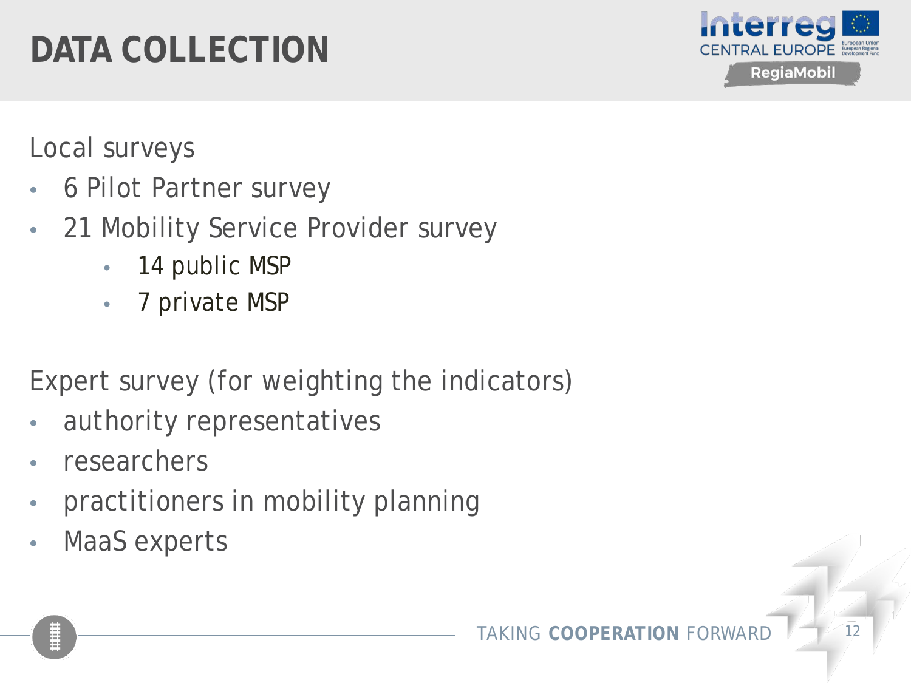# DATA COLLECTION

Local surveys

- 6 Pilot Partner survey
- 21 Mobility Service Provider survey
  - 14 public MSP
  - 7 private MSP

Expert survey (for weighting the indicators)

- authority representatives
- researchers
- practitioners in mobility planning
- MaaS experts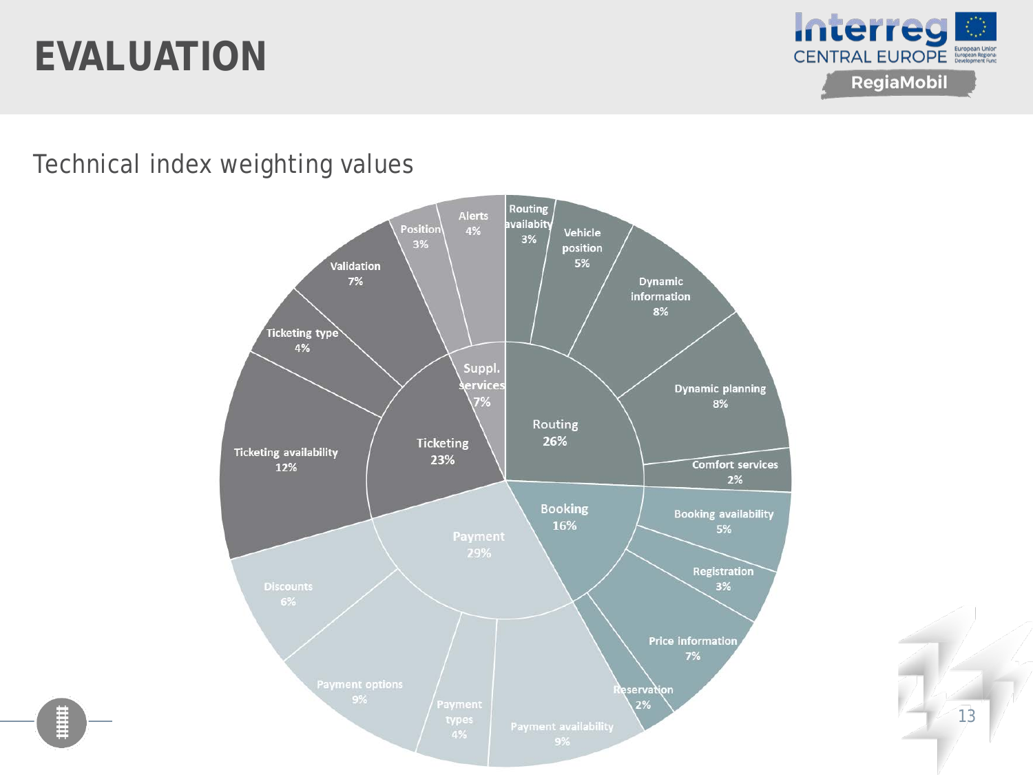# EVALUATION

Technical index weighting values

| Category | Weight | Subcategory | Weight |
|---|---|---|---|
| Routing | 26% | Routing availabity | 3% |
| | | Vehicle position | 5% |
| | | Dynamic information | 8% |
| | | Dynamic planning | 8% |
| | | Comfort services | 2% |
| Booking | 16% | Booking availability | 5% |
| | | Registration | 3% |
| | | Price information | 7% |
| | | Reservation | 2% |
| Payment | 29% | Payment availability | 9% |
| | | Payment types | 4% |
| | | Payment options | 9% |
| | | Discounts | 6% |
| Ticketing | 23% | Ticketing availability | 12% |
| | | Ticketing type | 4% |
| | | Validation | 7% |
| Suppl. services | 7% | Position | 3% |
| | | Alerts | 4% |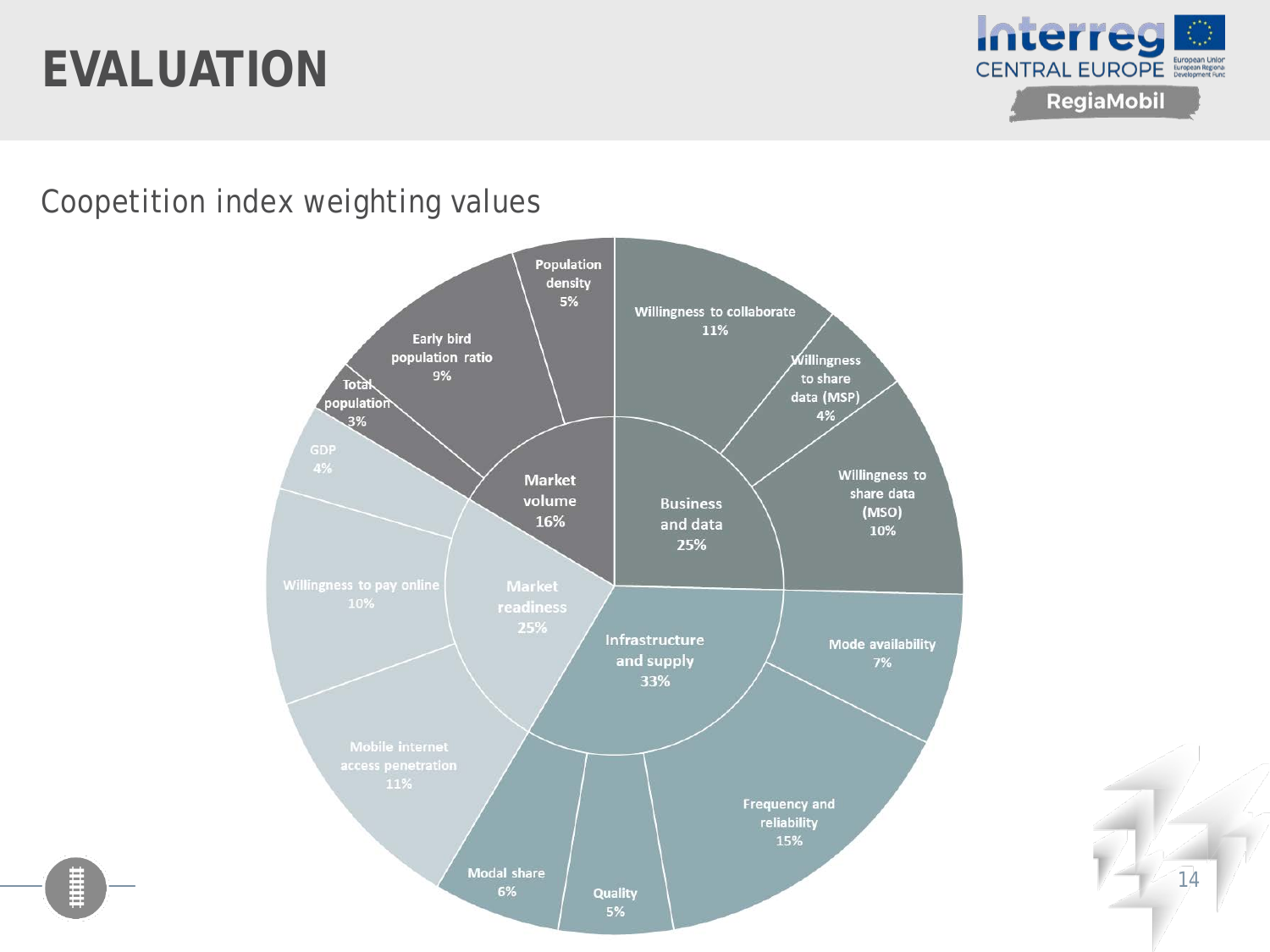# EVALUATION

Coopetition index weighting values

| Category | Sub-indicator | Weight |
|---|---|---|
| Market volume 16% | Population density | 5% |
| | Early bird population ratio | 9% |
| | Total population | 3% |
| Business and data 25% | Willingness to collaborate | 11% |
| | Willingness to share data (MSP) | 4% |
| | Willingness to share data (MSO) | 10% |
| Infrastructure and supply 33% | Mode availability | 7% |
| | Frequency and reliability | 15% |
| | Quality | 5% |
| | Modal share | 6% |
| Market readiness 25% | Mobile internet access penetration | 11% |
| | Willingness to pay online | 10% |
| | GDP | 4% |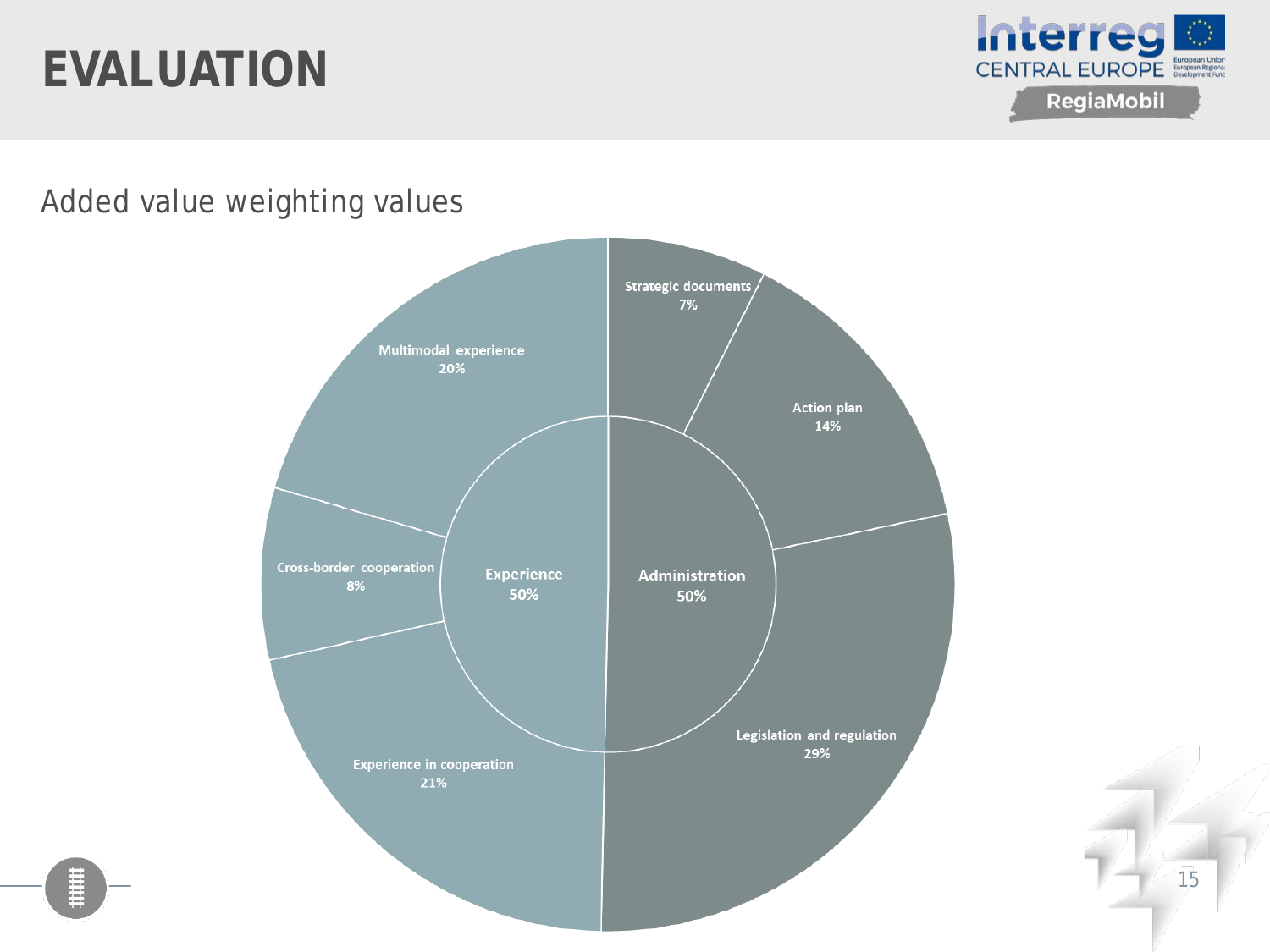# EVALUATION

Added value weighting values

| Category | Share | Subcategory | Share |
| --- | --- | --- | --- |
| Administration | 50% | Strategic documents | 7% |
| | | Action plan | 14% |
| | | Legislation and regulation | 29% |
| Experience | 50% | Experience in cooperation | 21% |
| | | Cross-border cooperation | 8% |
| | | Multimodal experience | 20% |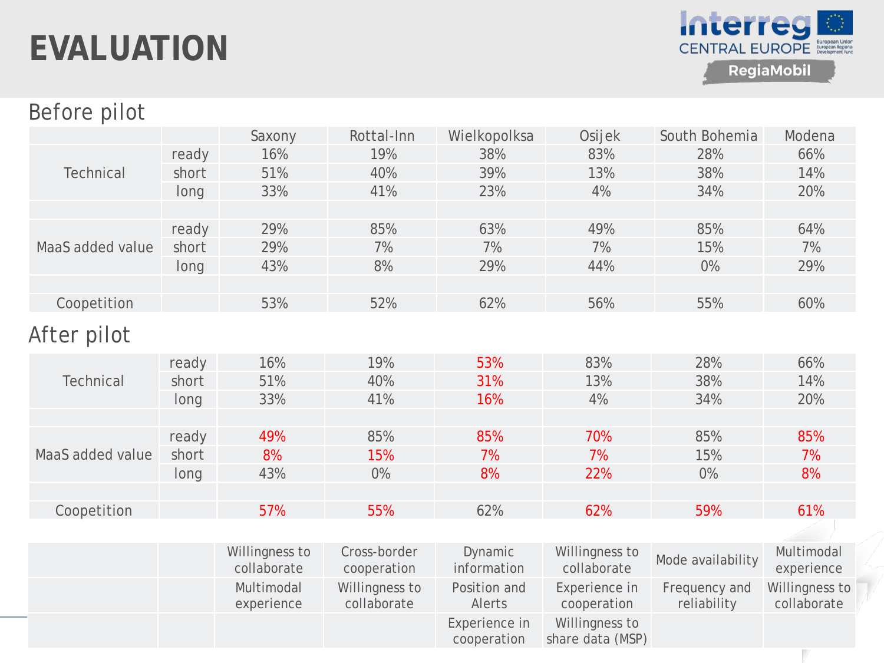# EVALUATION

## Before pilot

| | | Saxony | Rottal-Inn | Wielkopolksa | Osijek | South Bohemia | Modena |
|---|---|---|---|---|---|---|---|
| Technical | ready | 16% | 19% | 38% | 83% | 28% | 66% |
| | short | 51% | 40% | 39% | 13% | 38% | 14% |
| | long | 33% | 41% | 23% | 4% | 34% | 20% |
| | | | | | | | |
| MaaS added value | ready | 29% | 85% | 63% | 49% | 85% | 64% |
| | short | 29% | 7% | 7% | 7% | 15% | 7% |
| | long | 43% | 8% | 29% | 44% | 0% | 29% |
| | | | | | | | |
| Coopetition | | 53% | 52% | 62% | 56% | 55% | 60% |

## After pilot

| | | Saxony | Rottal-Inn | Wielkopolksa | Osijek | South Bohemia | Modena |
|---|---|---|---|---|---|---|---|
| Technical | ready | 16% | 19% | 53% | 83% | 28% | 66% |
| | short | 51% | 40% | 31% | 13% | 38% | 14% |
| | long | 33% | 41% | 16% | 4% | 34% | 20% |
| | | | | | | | |
| MaaS added value | ready | 49% | 85% | 85% | 70% | 85% | 85% |
| | short | 8% | 15% | 7% | 7% | 15% | 7% |
| | long | 43% | 0% | 8% | 22% | 0% | 8% |
| | | | | | | | |
| Coopetition | | 57% | 55% | 62% | 62% | 59% | 61% |

| | | Saxony | Rottal-Inn | Wielkopolksa | Osijek | South Bohemia | Modena |
|---|---|---|---|---|---|---|---|
| | | Willingness to collaborate | Cross-border cooperation | Dynamic information | Willingness to collaborate | Mode availability | Multimodal experience |
| | | Multimodal experience | Willingness to collaborate | Position and Alerts | Experience in cooperation | Frequency and reliability | Willingness to collaborate |
| | | | | Experience in cooperation | Willingness to share data (MSP) | | |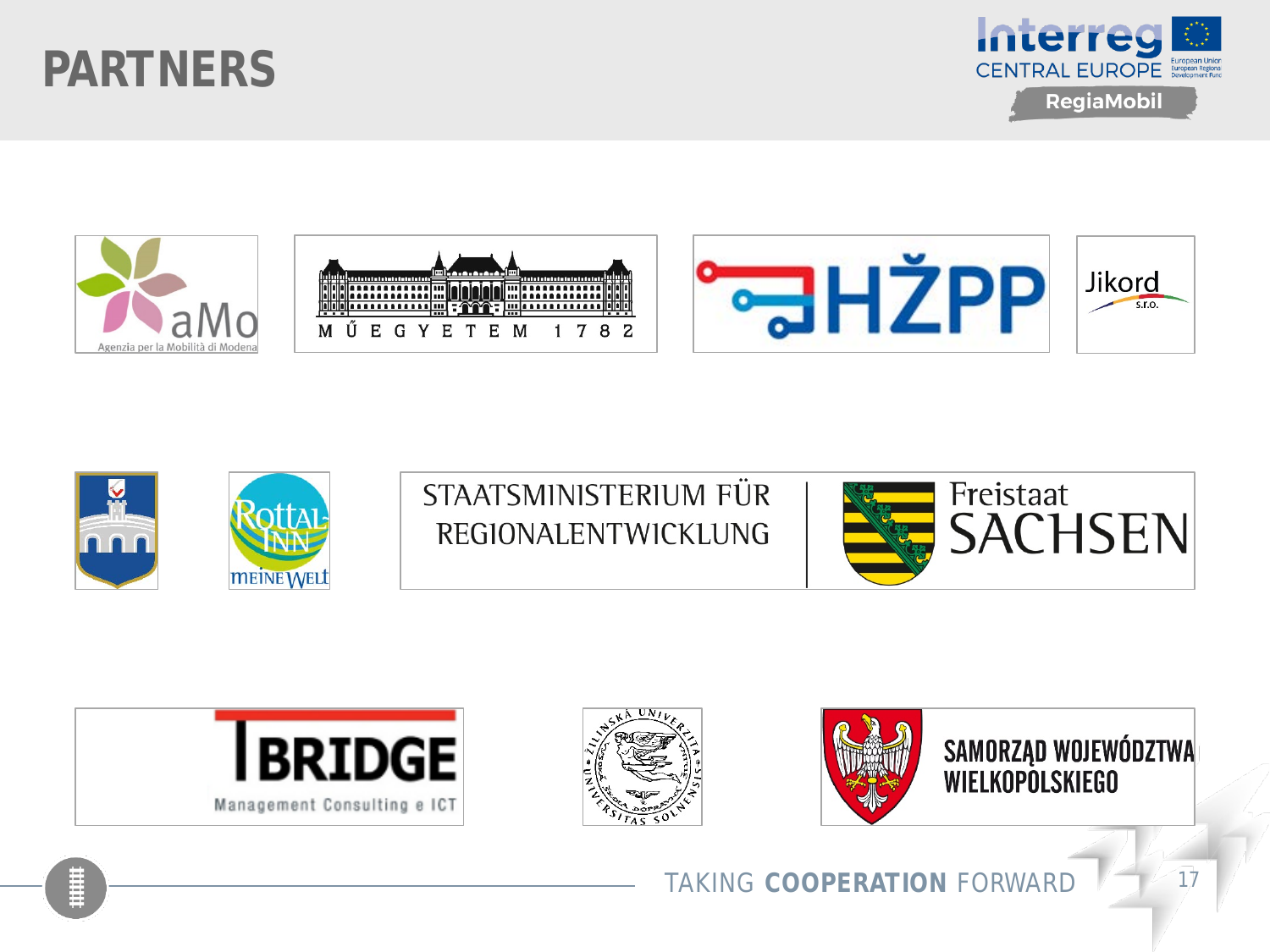# PARTNERS

aMo
Agenzia per la Mobilità di Modena

MŰEGYETEM 1782

HŽPP

Jikord s.r.o.

Rottal-Inn meine Welt

STAATSMINISTERIUM FÜR REGIONALENTWICKLUNG

Freistaat SACHSEN

BRIDGE
Management Consulting e ICT

ŽILINSKÁ UNIVERZITA · UNIVERSITAS SOLNENSIS

SAMORZĄD WOJEWÓDZTWA WIELKOPOLSKIEGO

TAKING **COOPERATION** FORWARD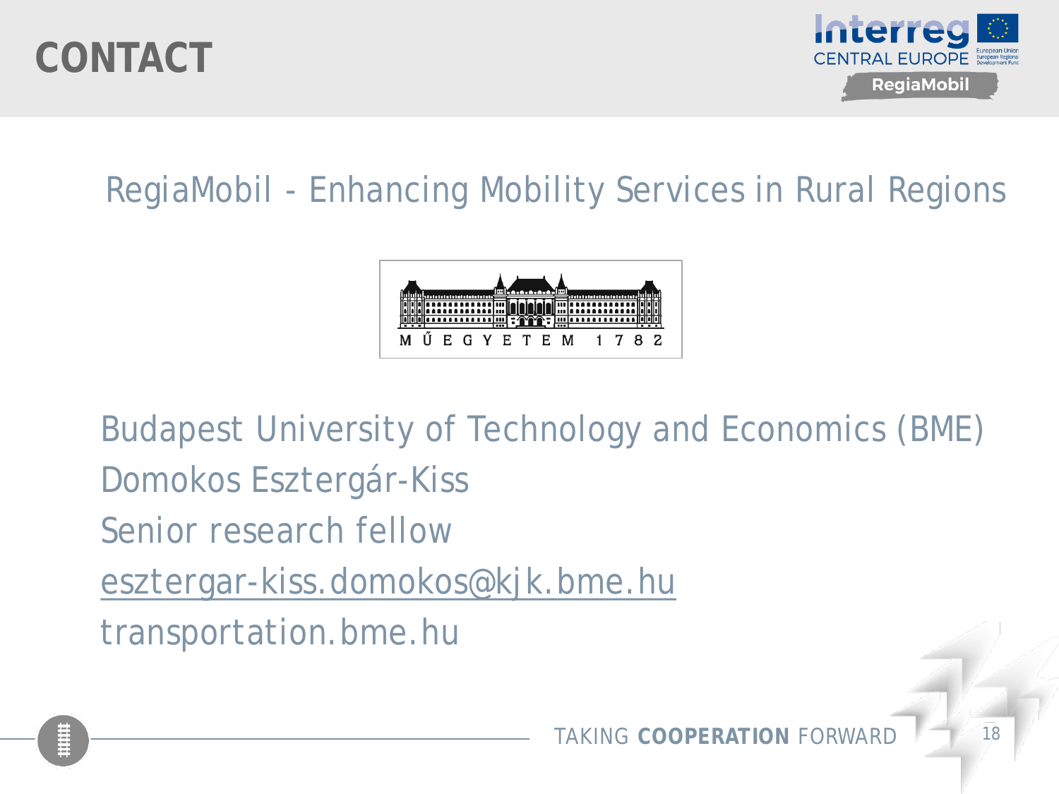# CONTACT

RegiaMobil - Enhancing Mobility Services in Rural Regions

Budapest University of Technology and Economics (BME)

Domokos Esztergár-Kiss

Senior research fellow

eszterga r-kiss.domokos@kjk.bme.hu

transportation.bme.hu

TAKING **COOPERATION** FORWARD

# CONTACT

RegiaMobil - Enhancing Mobility Services in Rural Regions

Budapest University of Technology and Economics (BME)

Domokos Esztergár-Kiss

Senior research fellow

esztergar-kiss.domokos@kjk.bme.hu

transportation.bme.hu

TAKING **COOPERATION** FORWARD